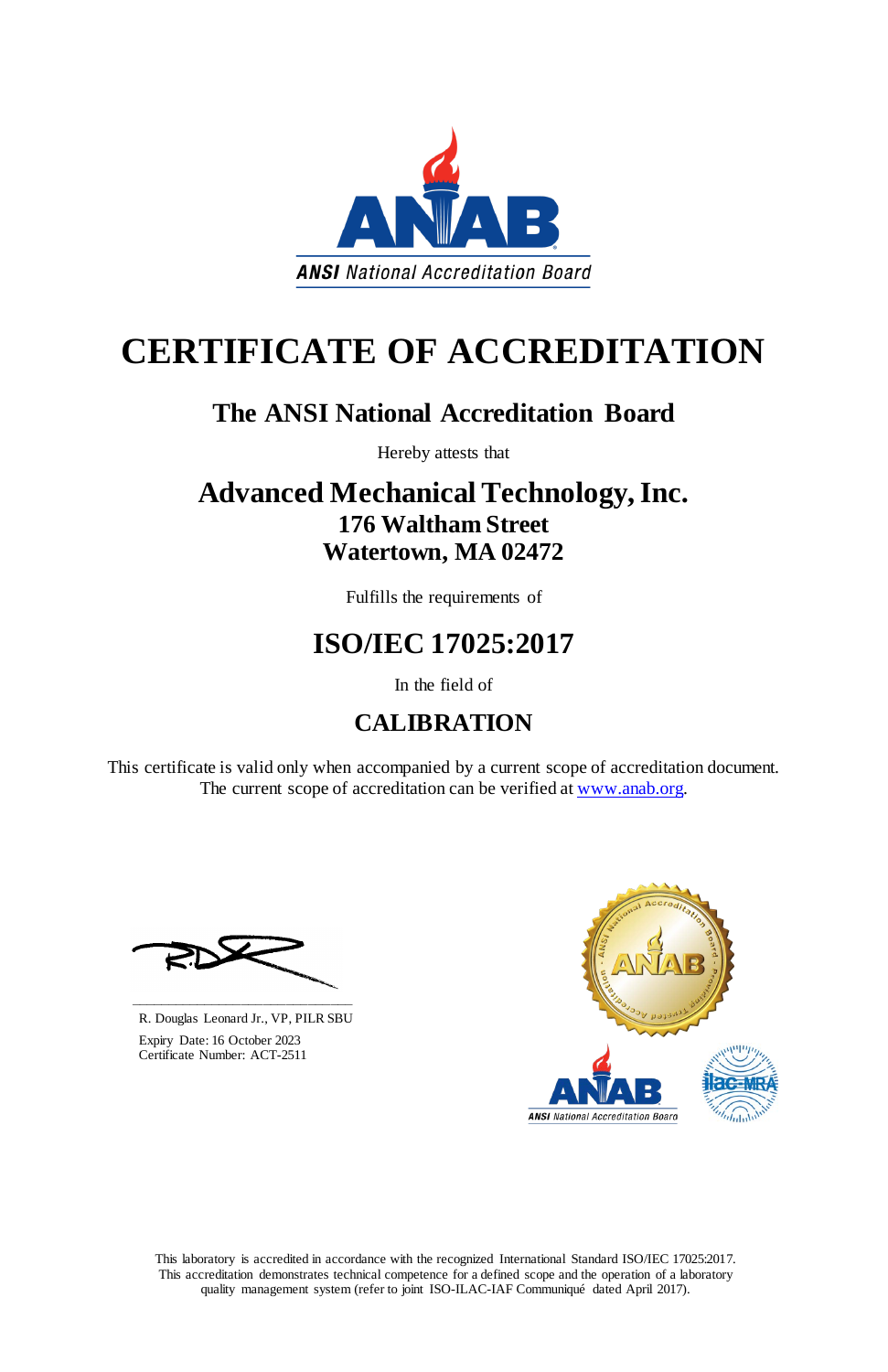ANSI National Accreditation Board

# CERTIFICATE OF ACCREDITATION

## The ANSI National Accreditation Board

Hereby attests that

## Advanced Mechanical Technology, Inc.
### 176 Waltham Street
### Watertown, MA 02472

Fulfills the requirements of

## ISO/IEC 17025:2017

In the field of

## CALIBRATION

This certificate is valid only when accompanied by a current scope of accreditation document. The current scope of accreditation can be verified at www.anab.org.

R. Douglas Leonard Jr., VP, PILR SBU

Expiry Date: 16 October 2023
Certificate Number: ACT-2511

This laboratory is accredited in accordance with the recognized International Standard ISO/IEC 17025:2017. This accreditation demonstrates technical competence for a defined scope and the operation of a laboratory quality management system (refer to joint ISO-ILAC-IAF Communiqué dated April 2017).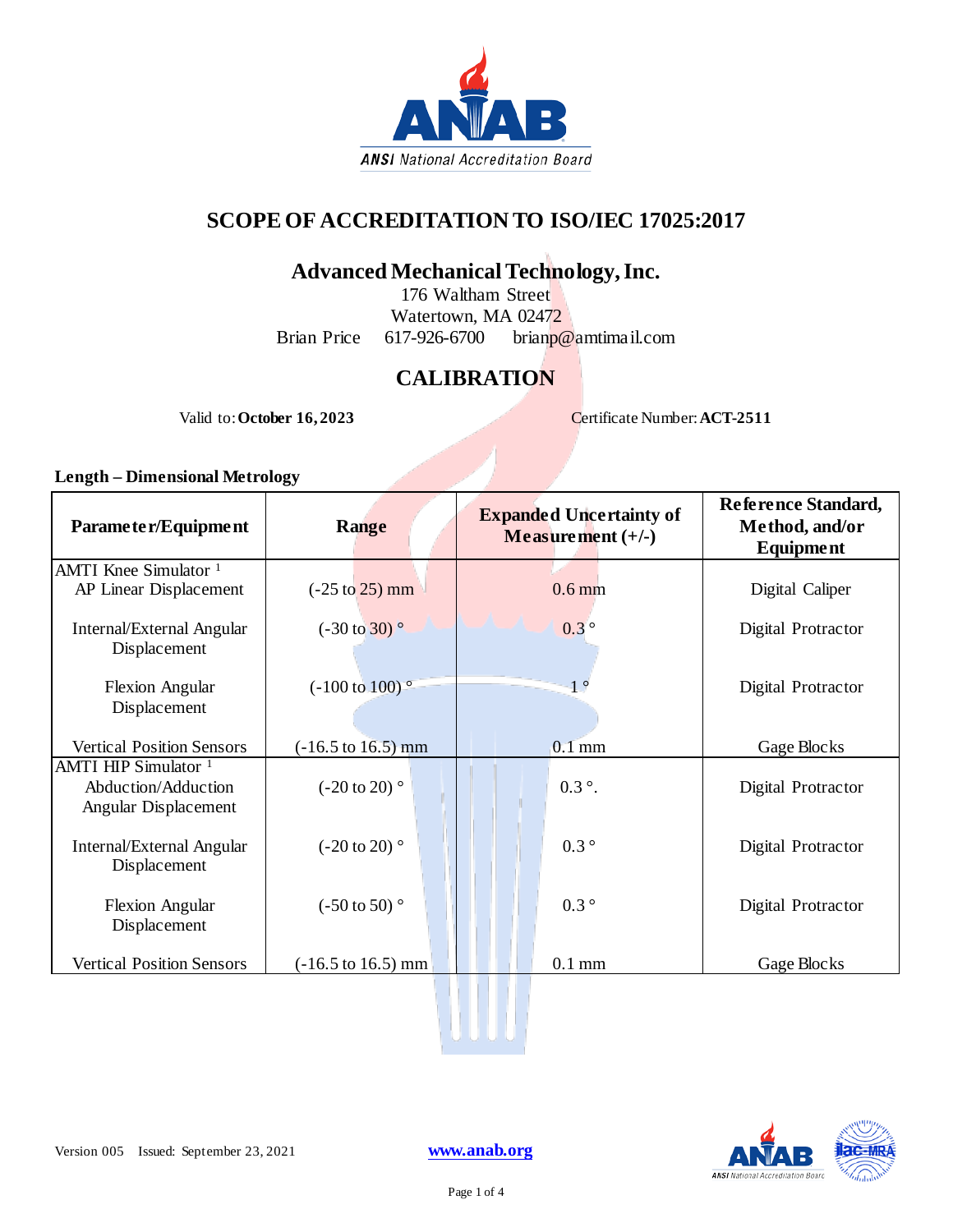## SCOPE OF ACCREDITATION TO ISO/IEC 17025:2017

### Advanced Mechanical Technology, Inc.

176 Waltham Street
Watertown, MA 02472
Brian Price 617-926-6700 brianp@amtimail.com

## CALIBRATION

Valid to: **October 16, 2023** Certificate Number: **ACT-2511**

**Length – Dimensional Metrology**

| Parameter/Equipment | Range | Expanded Uncertainty of Measurement (+/-) | Reference Standard, Method, and/or Equipment |
|---|---|---|---|
| AMTI Knee Simulator [1] | | | |
| AP Linear Displacement | (-25 to 25) mm | 0.6 mm | Digital Caliper |
| Internal/External Angular Displacement | (-30 to 30) ° | 0.3 ° | Digital Protractor |
| Flexion Angular Displacement | (-100 to 100) ° | 1 ° | Digital Protractor |
| Vertical Position Sensors | (-16.5 to 16.5) mm | 0.1 mm | Gage Blocks |
| AMTI HIP Simulator [1] | | | |
| Abduction/Adduction Angular Displacement | (-20 to 20) ° | 0.3 °. | Digital Protractor |
| Internal/External Angular Displacement | (-20 to 20) ° | 0.3 ° | Digital Protractor |
| Flexion Angular Displacement | (-50 to 50) ° | 0.3 ° | Digital Protractor |
| Vertical Position Sensors | (-16.5 to 16.5) mm | 0.1 mm | Gage Blocks |

Version 005 Issued: September 23, 2021 www.anab.org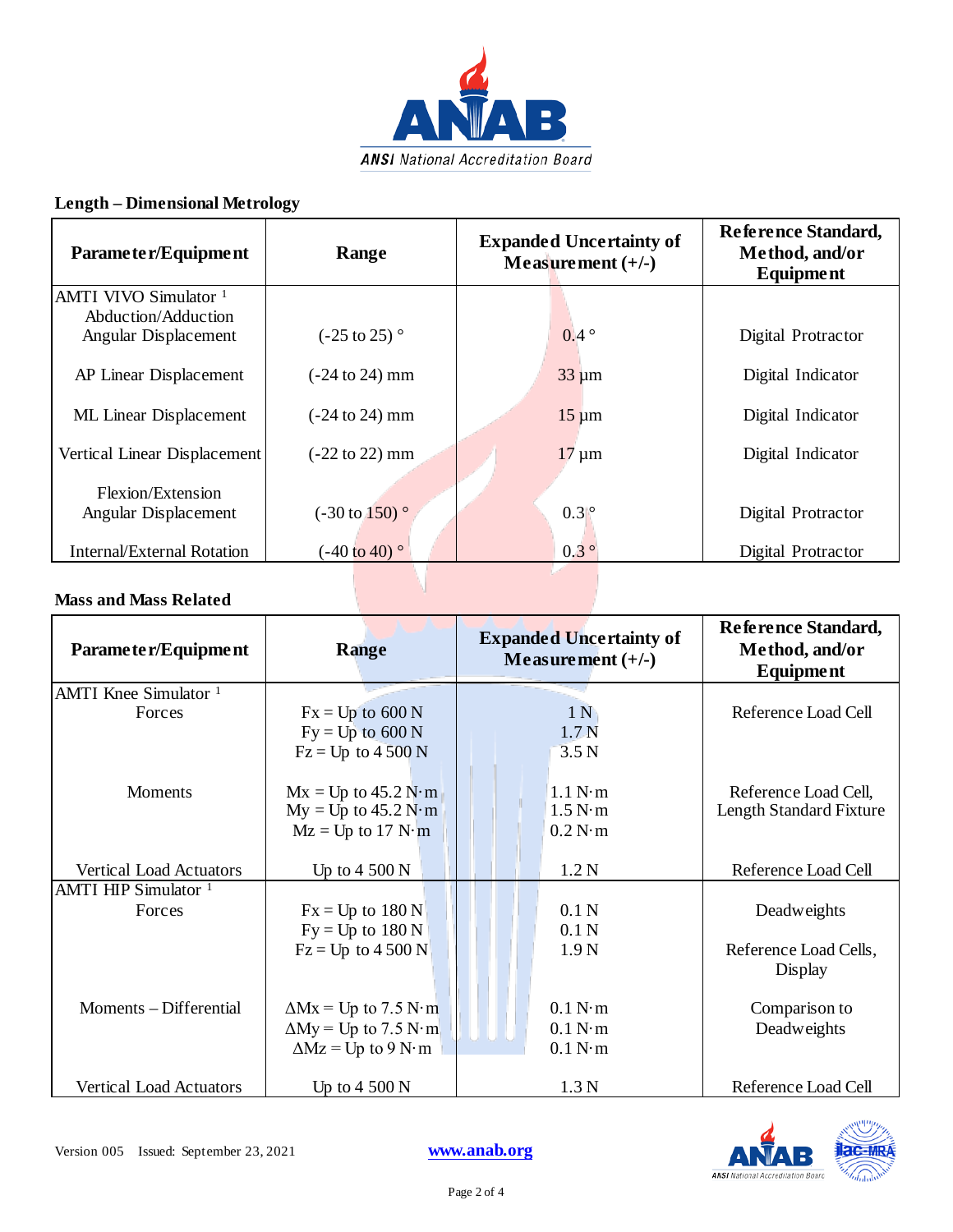## Length – Dimensional Metrology

| Parameter/Equipment | Range | Expanded Uncertainty of Measurement (+/-) | Reference Standard, Method, and/or Equipment |
|---|---|---|---|
| AMTI VIVO Simulator [1] | | | |
| Abduction/Adduction Angular Displacement | (-25 to 25) ° | 0.4 ° | Digital Protractor |
| AP Linear Displacement | (-24 to 24) mm | 33 µm | Digital Indicator |
| ML Linear Displacement | (-24 to 24) mm | 15 µm | Digital Indicator |
| Vertical Linear Displacement | (-22 to 22) mm | 17 µm | Digital Indicator |
| Flexion/Extension Angular Displacement | (-30 to 150) ° | 0.3 ° | Digital Protractor |
| Internal/External Rotation | (-40 to 40) ° | 0.3 ° | Digital Protractor |

## Mass and Mass Related

| Parameter/Equipment | Range | Expanded Uncertainty of Measurement (+/-) | Reference Standard, Method, and/or Equipment |
|---|---|---|---|
| AMTI Knee Simulator [1] | | | |
| Forces | Fx = Up to 600 N<br>Fy = Up to 600 N<br>Fz = Up to 4 500 N | 1 N<br>1.7 N<br>3.5 N | Reference Load Cell |
| Moments | Mx = Up to 45.2 N·m<br>My = Up to 45.2 N·m<br>Mz = Up to 17 N·m | 1.1 N·m<br>1.5 N·m<br>0.2 N·m | Reference Load Cell, Length Standard Fixture |
| Vertical Load Actuators | Up to 4 500 N | 1.2 N | Reference Load Cell |
| AMTI HIP Simulator [1] | | | |
| Forces | Fx = Up to 180 N<br>Fy = Up to 180 N<br>Fz = Up to 4 500 N | 0.1 N<br>0.1 N<br>1.9 N | Deadweights<br><br>Reference Load Cells, Display |
| Moments – Differential | ΔMx = Up to 7.5 N·m<br>ΔMy = Up to 7.5 N·m<br>ΔMz = Up to 9 N·m | 0.1 N·m<br>0.1 N·m<br>0.1 N·m | Comparison to Deadweights |
| Vertical Load Actuators | Up to 4 500 N | 1.3 N | Reference Load Cell |

Version 005 Issued: September 23, 2021 www.anab.org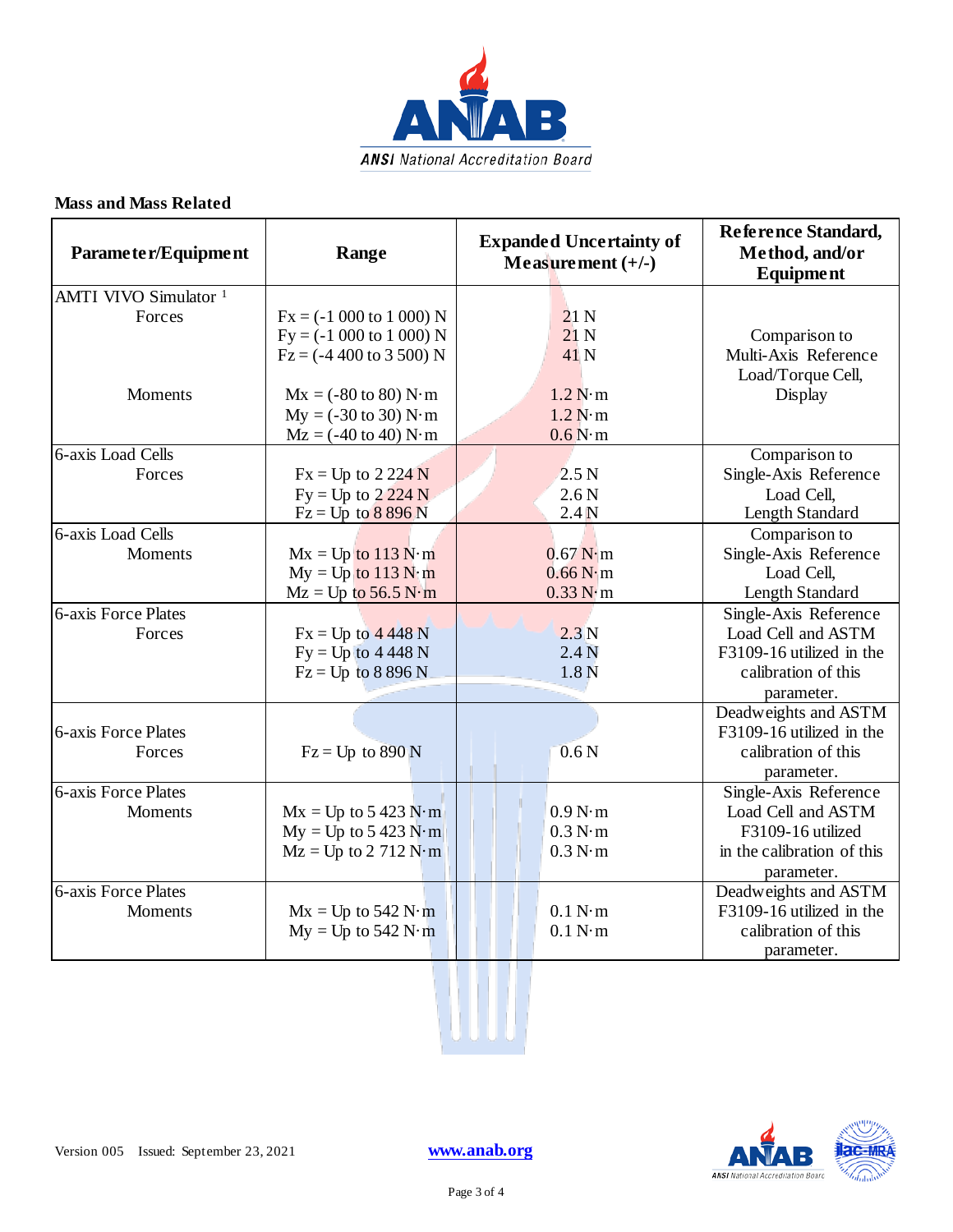## Mass and Mass Related

| Parameter/Equipment | Range | Expanded Uncertainty of Measurement (+/-) | Reference Standard, Method, and/or Equipment |
|---|---|---|---|
| AMTI VIVO Simulator [1] <br> Forces <br><br><br><br> Moments | <br> Fx = (-1 000 to 1 000) N <br> Fy = (-1 000 to 1 000) N <br> Fz = (-4 400 to 3 500) N <br><br> Mx = (-80 to 80) N·m <br> My = (-30 to 30) N·m <br> Mz = (-40 to 40) N·m | <br> 21 N <br> 21 N <br> 41 N <br><br> 1.2 N·m <br> 1.2 N·m <br> 0.6 N·m | Comparison to Multi-Axis Reference Load/Torque Cell, Display |
| 6-axis Load Cells <br> Forces | Fx = Up to 2 224 N <br> Fy = Up to 2 224 N <br> Fz = Up to 8 896 N | 2.5 N <br> 2.6 N <br> 2.4 N | Comparison to Single-Axis Reference Load Cell, Length Standard |
| 6-axis Load Cells <br> Moments | Mx = Up to 113 N·m <br> My = Up to 113 N·m <br> Mz = Up to 56.5 N·m | 0.67 N·m <br> 0.66 N·m <br> 0.33 N·m | Comparison to Single-Axis Reference Load Cell, Length Standard |
| 6-axis Force Plates <br> Forces | Fx = Up to 4 448 N <br> Fy = Up to 4 448 N <br> Fz = Up to 8 896 N | 2.3 N <br> 2.4 N <br> 1.8 N | Single-Axis Reference Load Cell and ASTM F3109-16 utilized in the calibration of this parameter. |
| 6-axis Force Plates <br> Forces | Fz = Up to 890 N | 0.6 N | Deadweights and ASTM F3109-16 utilized in the calibration of this parameter. |
| 6-axis Force Plates <br> Moments | Mx = Up to 5 423 N·m <br> My = Up to 5 423 N·m <br> Mz = Up to 2 712 N·m | 0.9 N·m <br> 0.3 N·m <br> 0.3 N·m | Single-Axis Reference Load Cell and ASTM F3109-16 utilized in the calibration of this parameter. |
| 6-axis Force Plates <br> Moments | Mx = Up to 542 N·m <br> My = Up to 542 N·m | 0.1 N·m <br> 0.1 N·m | Deadweights and ASTM F3109-16 utilized in the calibration of this parameter. |

Version 005 Issued: September 23, 2021

www.anab.org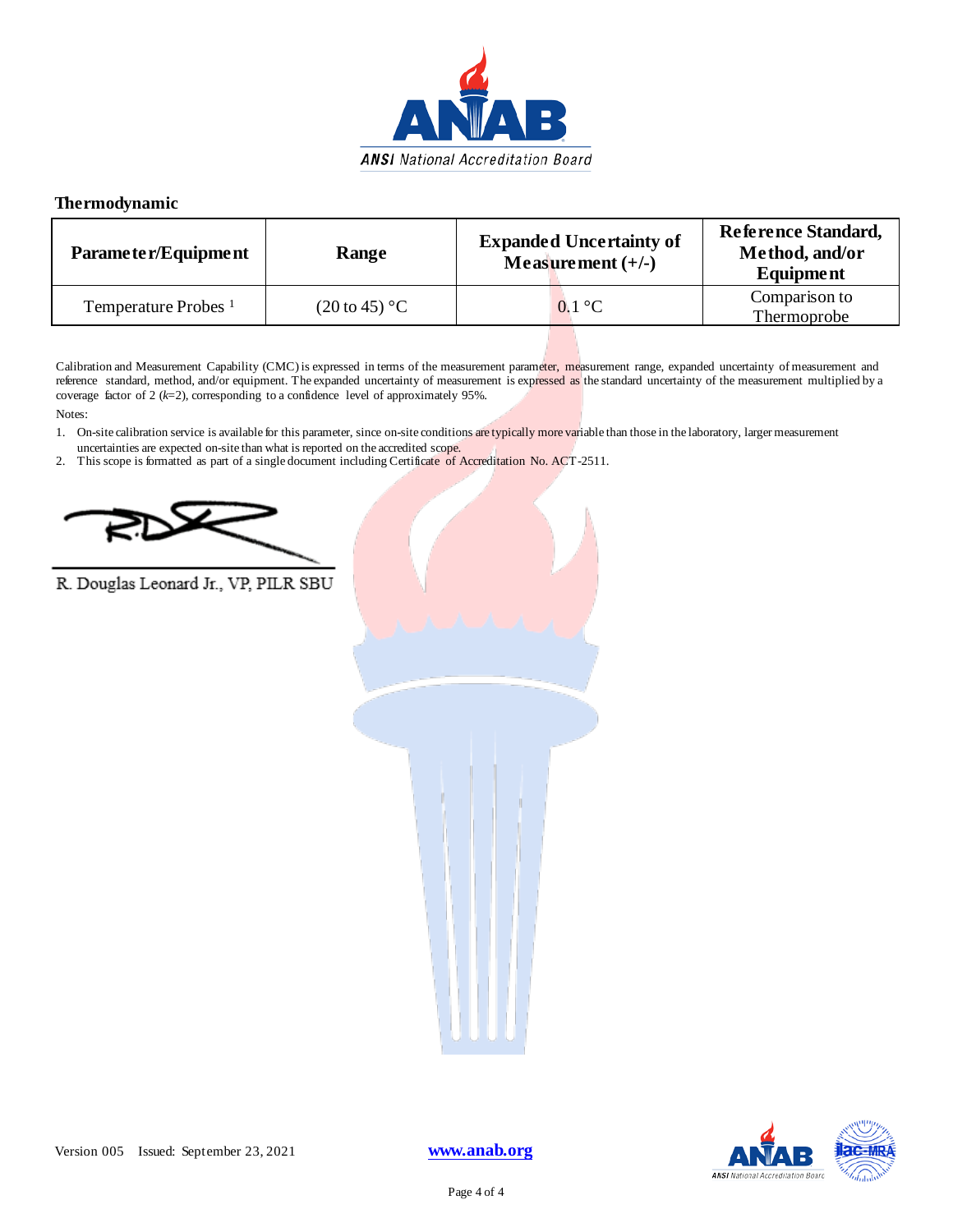## Thermodynamic

| Parameter/Equipment | Range | Expanded Uncertainty of Measurement (+/-) | Reference Standard, Method, and/or Equipment |
|---|---|---|---|
| Temperature Probes [1] | (20 to 45) °C | 0.1 °C | Comparison to Thermoprobe |

Calibration and Measurement Capability (CMC) is expressed in terms of the measurement parameter, measurement range, expanded uncertainty of measurement and reference standard, method, and/or equipment. The expanded uncertainty of measurement is expressed as the standard uncertainty of the measurement multiplied by a coverage factor of 2 ($k$=2), corresponding to a confidence level of approximately 95%.

Notes:

1. On-site calibration service is available for this parameter, since on-site conditions are typically more variable than those in the laboratory, larger measurement uncertainties are expected on-site than what is reported on the accredited scope.
2. This scope is formatted as part of a single document including Certificate of Accreditation No. ACT-2511.

R. Douglas Leonard Jr., VP, PILR SBU

Version 005 Issued: September 23, 2021 www.anab.org